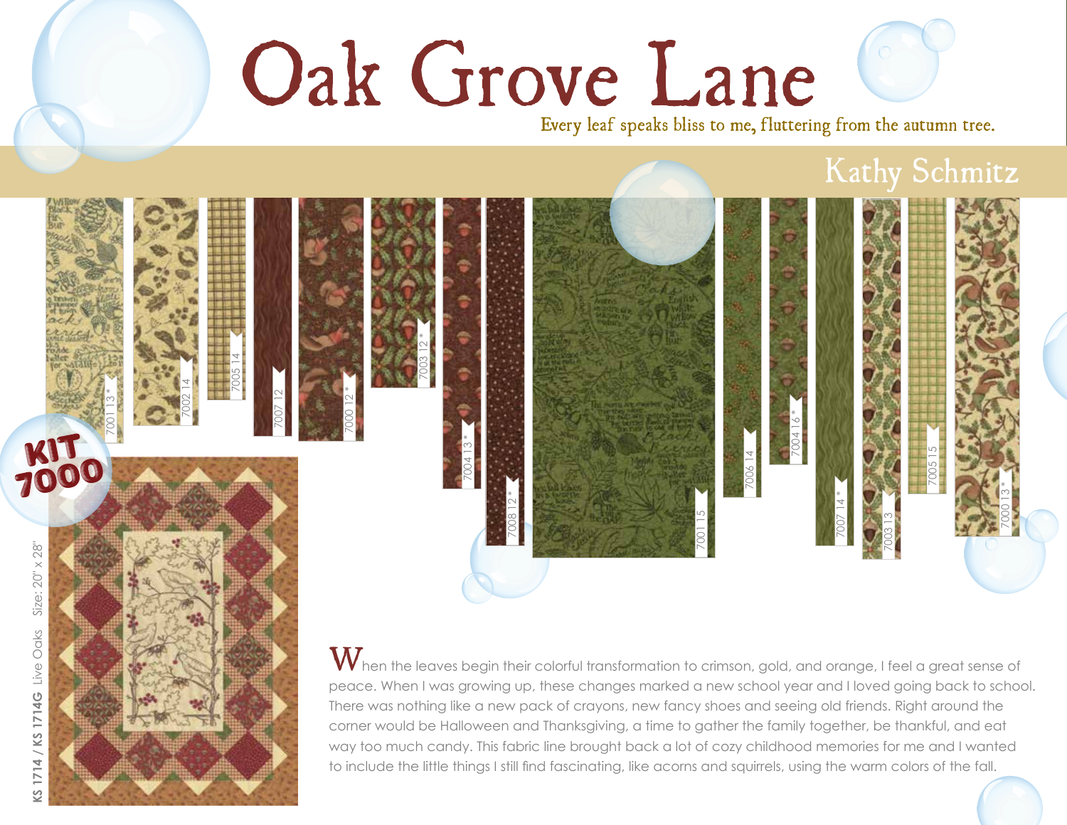# Oak Grove Lane

*Every leaf speaks bliss to me, fluttering from the autumn tree.*

## Kathy Schmitz

7001 13 *

7002 14

7005 14

7007 12

7000 12 *

7003 12 *

7004 13 *

7008 12 *

7001 15

7006 14

7004 16 *

7007 14 *

7003 13

7005 15

7000 13 *

KIT 7000

KS 1714 / KS 1714G Live Oaks Size: 20" x 28"

When the leaves begin their colorful transformation to crimson, gold, and orange, I feel a great sense of peace. When I was growing up, these changes marked a new school year and I loved going back to school. There was nothing like a new pack of crayons, new fancy shoes and seeing old friends. Right around the corner would be Halloween and Thanksgiving, a time to gather the family together, be thankful, and eat way too much candy. This fabric line brought back a lot of cozy childhood memories for me and I wanted to include the little things I still find fascinating, like acorns and squirrels, using the warm colors of the fall.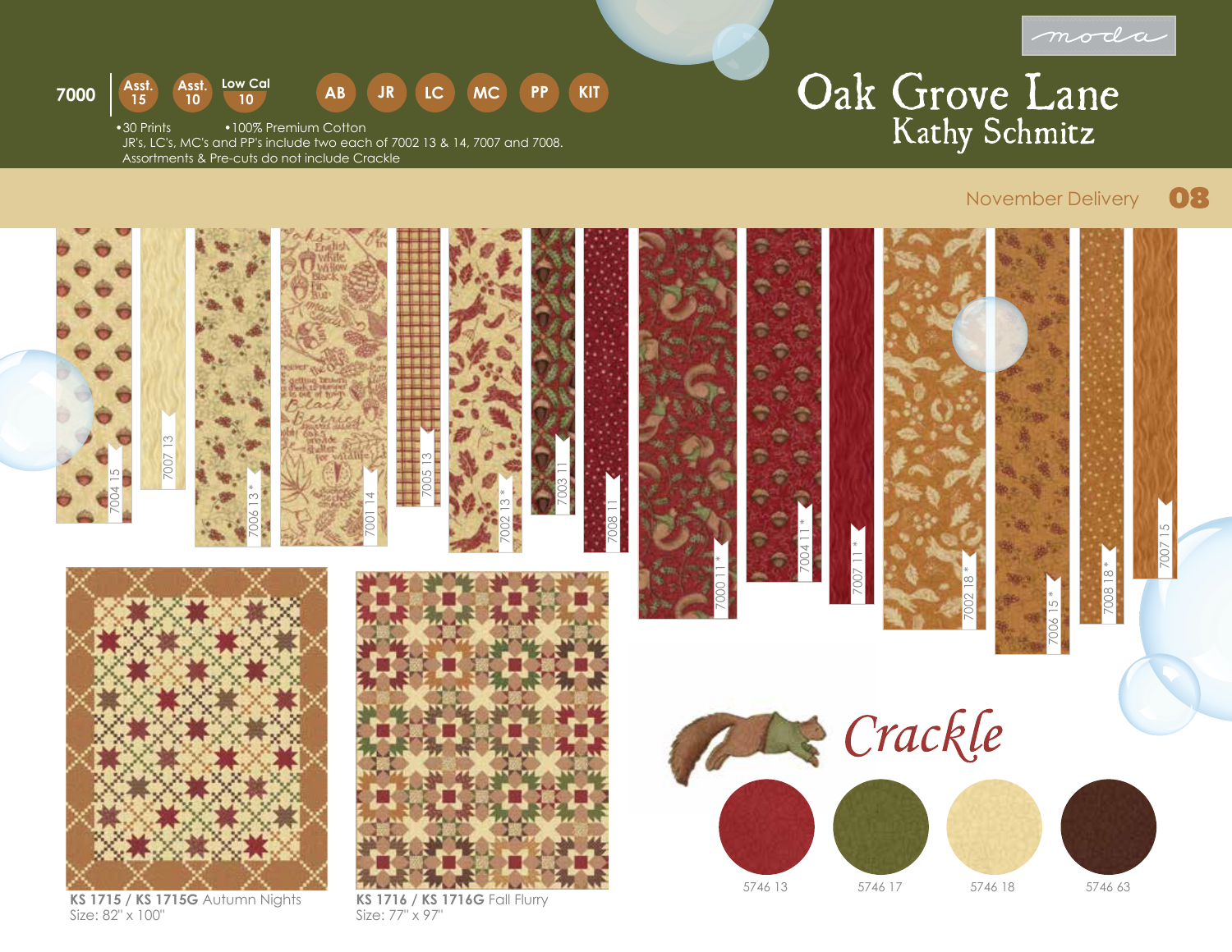# Oak Grove Lane
## Kathy Schmitz

moda

**7000** | Asst. 15 | Asst. 10 | Low Cal 10 | AB | JR | LC | MC | PP | KIT

• 30 Prints • 100% Premium Cotton
JR's, LC's, MC's and PP's include two each of 7002 13 & 14, 7007 and 7008.
Assortments & Pre-cuts do not include Crackle

November Delivery **08**

7004 15
7007 13
7006 13 *
7001 14
7005 13
7002 13 *
7003 11
7008 11
7000 11 *
7004 11 *
7007 11 *
7002 18 *
7006 15 *
7008 18 *
7007 15

**KS 1715 / KS 1715G** Autumn Nights
Size: 82" x 100"

**KS 1716 / KS 1716G** Fall Flurry
Size: 77" x 97"

## Crackle

5746 13
5746 17
5746 18
5746 63